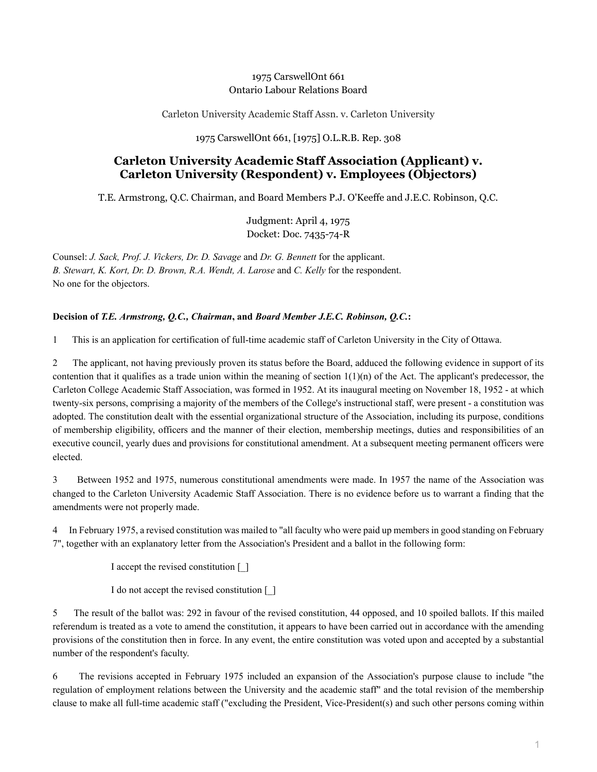1975 CarswellOnt 661
Ontario Labour Relations Board

Carleton University Academic Staff Assn. v. Carleton University

1975 CarswellOnt 661, [1975] O.L.R.B. Rep. 308

## Carleton University Academic Staff Association (Applicant) v. Carleton University (Respondent) v. Employees (Objectors)

T.E. Armstrong, Q.C. Chairman, and Board Members P.J. O'Keeffe and J.E.C. Robinson, Q.C.

Judgment: April 4, 1975
Docket: Doc. 7435-74-R

Counsel: *J. Sack, Prof. J. Vickers, Dr. D. Savage* and *Dr. G. Bennett* for the applicant.
*B. Stewart, K. Kort, Dr. D. Brown, R.A. Wendt, A. Larose* and *C. Kelly* for the respondent.
No one for the objectors.

**Decision of *T.E. Armstrong, Q.C., Chairman*, and *Board Member J.E.C. Robinson, Q.C.*:**

1 This is an application for certification of full-time academic staff of Carleton University in the City of Ottawa.

2 The applicant, not having previously proven its status before the Board, adduced the following evidence in support of its contention that it qualifies as a trade union within the meaning of section 1(1)(n) of the Act. The applicant's predecessor, the Carleton College Academic Staff Association, was formed in 1952. At its inaugural meeting on November 18, 1952 - at which twenty-six persons, comprising a majority of the members of the College's instructional staff, were present - a constitution was adopted. The constitution dealt with the essential organizational structure of the Association, including its purpose, conditions of membership eligibility, officers and the manner of their election, membership meetings, duties and responsibilities of an executive council, yearly dues and provisions for constitutional amendment. At a subsequent meeting permanent officers were elected.

3 Between 1952 and 1975, numerous constitutional amendments were made. In 1957 the name of the Association was changed to the Carleton University Academic Staff Association. There is no evidence before us to warrant a finding that the amendments were not properly made.

4 In February 1975, a revised constitution was mailed to "all faculty who were paid up members in good standing on February 7", together with an explanatory letter from the Association's President and a ballot in the following form:

> I accept the revised constitution [_]
>
> I do not accept the revised constitution [_]

5 The result of the ballot was: 292 in favour of the revised constitution, 44 opposed, and 10 spoiled ballots. If this mailed referendum is treated as a vote to amend the constitution, it appears to have been carried out in accordance with the amending provisions of the constitution then in force. In any event, the entire constitution was voted upon and accepted by a substantial number of the respondent's faculty.

6 The revisions accepted in February 1975 included an expansion of the Association's purpose clause to include "the regulation of employment relations between the University and the academic staff" and the total revision of the membership clause to make all full-time academic staff ("excluding the President, Vice-President(s) and such other persons coming within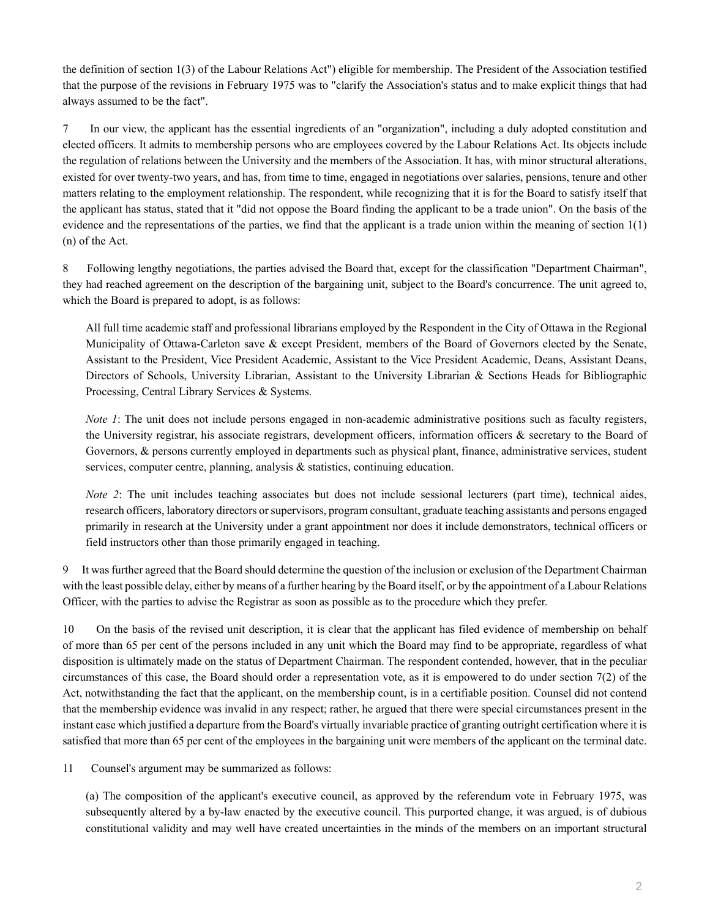the definition of section 1(3) of the Labour Relations Act") eligible for membership. The President of the Association testified that the purpose of the revisions in February 1975 was to "clarify the Association's status and to make explicit things that had always assumed to be the fact".

7 In our view, the applicant has the essential ingredients of an "organization", including a duly adopted constitution and elected officers. It admits to membership persons who are employees covered by the Labour Relations Act. Its objects include the regulation of relations between the University and the members of the Association. It has, with minor structural alterations, existed for over twenty-two years, and has, from time to time, engaged in negotiations over salaries, pensions, tenure and other matters relating to the employment relationship. The respondent, while recognizing that it is for the Board to satisfy itself that the applicant has status, stated that it "did not oppose the Board finding the applicant to be a trade union". On the basis of the evidence and the representations of the parties, we find that the applicant is a trade union within the meaning of section 1(1)(n) of the Act.

8 Following lengthy negotiations, the parties advised the Board that, except for the classification "Department Chairman", they had reached agreement on the description of the bargaining unit, subject to the Board's concurrence. The unit agreed to, which the Board is prepared to adopt, is as follows:

> All full time academic staff and professional librarians employed by the Respondent in the City of Ottawa in the Regional Municipality of Ottawa-Carleton save & except President, members of the Board of Governors elected by the Senate, Assistant to the President, Vice President Academic, Assistant to the Vice President Academic, Deans, Assistant Deans, Directors of Schools, University Librarian, Assistant to the University Librarian & Sections Heads for Bibliographic Processing, Central Library Services & Systems.
>
> *Note 1*: The unit does not include persons engaged in non-academic administrative positions such as faculty registers, the University registrar, his associate registrars, development officers, information officers & secretary to the Board of Governors, & persons currently employed in departments such as physical plant, finance, administrative services, student services, computer centre, planning, analysis & statistics, continuing education.
>
> *Note 2*: The unit includes teaching associates but does not include sessional lecturers (part time), technical aides, research officers, laboratory directors or supervisors, program consultant, graduate teaching assistants and persons engaged primarily in research at the University under a grant appointment nor does it include demonstrators, technical officers or field instructors other than those primarily engaged in teaching.

9 It was further agreed that the Board should determine the question of the inclusion or exclusion of the Department Chairman with the least possible delay, either by means of a further hearing by the Board itself, or by the appointment of a Labour Relations Officer, with the parties to advise the Registrar as soon as possible as to the procedure which they prefer.

10 On the basis of the revised unit description, it is clear that the applicant has filed evidence of membership on behalf of more than 65 per cent of the persons included in any unit which the Board may find to be appropriate, regardless of what disposition is ultimately made on the status of Department Chairman. The respondent contended, however, that in the peculiar circumstances of this case, the Board should order a representation vote, as it is empowered to do under section 7(2) of the Act, notwithstanding the fact that the applicant, on the membership count, is in a certifiable position. Counsel did not contend that the membership evidence was invalid in any respect; rather, he argued that there were special circumstances present in the instant case which justified a departure from the Board's virtually invariable practice of granting outright certification where it is satisfied that more than 65 per cent of the employees in the bargaining unit were members of the applicant on the terminal date.

11 Counsel's argument may be summarized as follows:

> (a) The composition of the applicant's executive council, as approved by the referendum vote in February 1975, was subsequently altered by a by-law enacted by the executive council. This purported change, it was argued, is of dubious constitutional validity and may well have created uncertainties in the minds of the members on an important structural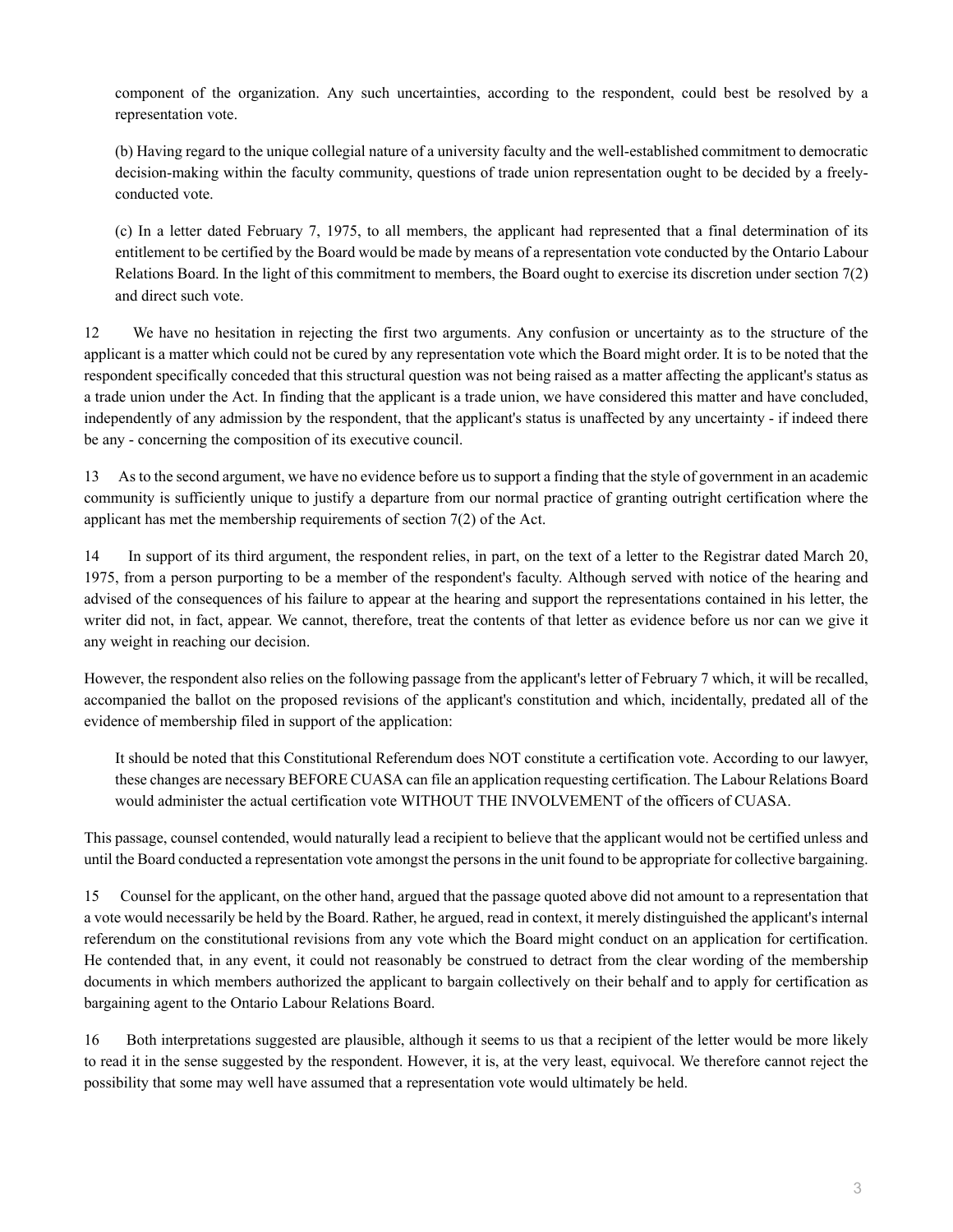component of the organization. Any such uncertainties, according to the respondent, could best be resolved by a representation vote.

(b) Having regard to the unique collegial nature of a university faculty and the well-established commitment to democratic decision-making within the faculty community, questions of trade union representation ought to be decided by a freely-conducted vote.

(c) In a letter dated February 7, 1975, to all members, the applicant had represented that a final determination of its entitlement to be certified by the Board would be made by means of a representation vote conducted by the Ontario Labour Relations Board. In the light of this commitment to members, the Board ought to exercise its discretion under section 7(2) and direct such vote.

12 We have no hesitation in rejecting the first two arguments. Any confusion or uncertainty as to the structure of the applicant is a matter which could not be cured by any representation vote which the Board might order. It is to be noted that the respondent specifically conceded that this structural question was not being raised as a matter affecting the applicant's status as a trade union under the Act. In finding that the applicant is a trade union, we have considered this matter and have concluded, independently of any admission by the respondent, that the applicant's status is unaffected by any uncertainty - if indeed there be any - concerning the composition of its executive council.

13 As to the second argument, we have no evidence before us to support a finding that the style of government in an academic community is sufficiently unique to justify a departure from our normal practice of granting outright certification where the applicant has met the membership requirements of section 7(2) of the Act.

14 In support of its third argument, the respondent relies, in part, on the text of a letter to the Registrar dated March 20, 1975, from a person purporting to be a member of the respondent's faculty. Although served with notice of the hearing and advised of the consequences of his failure to appear at the hearing and support the representations contained in his letter, the writer did not, in fact, appear. We cannot, therefore, treat the contents of that letter as evidence before us nor can we give it any weight in reaching our decision.

However, the respondent also relies on the following passage from the applicant's letter of February 7 which, it will be recalled, accompanied the ballot on the proposed revisions of the applicant's constitution and which, incidentally, predated all of the evidence of membership filed in support of the application:

> It should be noted that this Constitutional Referendum does NOT constitute a certification vote. According to our lawyer, these changes are necessary BEFORE CUASA can file an application requesting certification. The Labour Relations Board would administer the actual certification vote WITHOUT THE INVOLVEMENT of the officers of CUASA.

This passage, counsel contended, would naturally lead a recipient to believe that the applicant would not be certified unless and until the Board conducted a representation vote amongst the persons in the unit found to be appropriate for collective bargaining.

15 Counsel for the applicant, on the other hand, argued that the passage quoted above did not amount to a representation that a vote would necessarily be held by the Board. Rather, he argued, read in context, it merely distinguished the applicant's internal referendum on the constitutional revisions from any vote which the Board might conduct on an application for certification. He contended that, in any event, it could not reasonably be construed to detract from the clear wording of the membership documents in which members authorized the applicant to bargain collectively on their behalf and to apply for certification as bargaining agent to the Ontario Labour Relations Board.

16 Both interpretations suggested are plausible, although it seems to us that a recipient of the letter would be more likely to read it in the sense suggested by the respondent. However, it is, at the very least, equivocal. We therefore cannot reject the possibility that some may well have assumed that a representation vote would ultimately be held.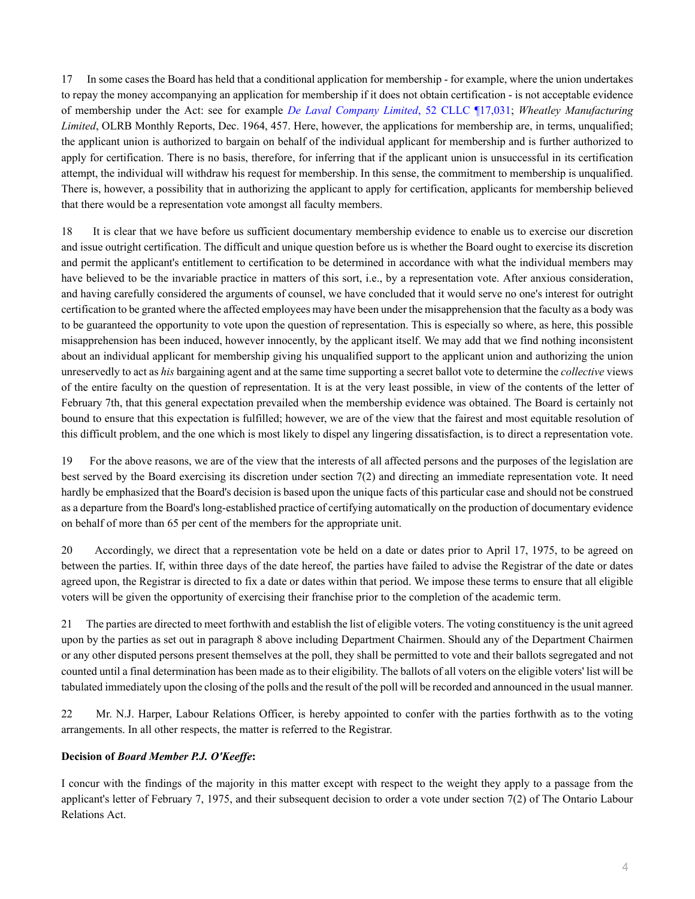17 In some cases the Board has held that a conditional application for membership - for example, where the union undertakes to repay the money accompanying an application for membership if it does not obtain certification - is not acceptable evidence of membership under the Act: see for example *De Laval Company Limited*, 52 CLLC ¶17,031; *Wheatley Manufacturing Limited*, OLRB Monthly Reports, Dec. 1964, 457. Here, however, the applications for membership are, in terms, unqualified; the applicant union is authorized to bargain on behalf of the individual applicant for membership and is further authorized to apply for certification. There is no basis, therefore, for inferring that if the applicant union is unsuccessful in its certification attempt, the individual will withdraw his request for membership. In this sense, the commitment to membership is unqualified. There is, however, a possibility that in authorizing the applicant to apply for certification, applicants for membership believed that there would be a representation vote amongst all faculty members.

18 It is clear that we have before us sufficient documentary membership evidence to enable us to exercise our discretion and issue outright certification. The difficult and unique question before us is whether the Board ought to exercise its discretion and permit the applicant's entitlement to certification to be determined in accordance with what the individual members may have believed to be the invariable practice in matters of this sort, i.e., by a representation vote. After anxious consideration, and having carefully considered the arguments of counsel, we have concluded that it would serve no one's interest for outright certification to be granted where the affected employees may have been under the misapprehension that the faculty as a body was to be guaranteed the opportunity to vote upon the question of representation. This is especially so where, as here, this possible misapprehension has been induced, however innocently, by the applicant itself. We may add that we find nothing inconsistent about an individual applicant for membership giving his unqualified support to the applicant union and authorizing the union unreservedly to act as *his* bargaining agent and at the same time supporting a secret ballot vote to determine the *collective* views of the entire faculty on the question of representation. It is at the very least possible, in view of the contents of the letter of February 7th, that this general expectation prevailed when the membership evidence was obtained. The Board is certainly not bound to ensure that this expectation is fulfilled; however, we are of the view that the fairest and most equitable resolution of this difficult problem, and the one which is most likely to dispel any lingering dissatisfaction, is to direct a representation vote.

19 For the above reasons, we are of the view that the interests of all affected persons and the purposes of the legislation are best served by the Board exercising its discretion under section 7(2) and directing an immediate representation vote. It need hardly be emphasized that the Board's decision is based upon the unique facts of this particular case and should not be construed as a departure from the Board's long-established practice of certifying automatically on the production of documentary evidence on behalf of more than 65 per cent of the members for the appropriate unit.

20 Accordingly, we direct that a representation vote be held on a date or dates prior to April 17, 1975, to be agreed on between the parties. If, within three days of the date hereof, the parties have failed to advise the Registrar of the date or dates agreed upon, the Registrar is directed to fix a date or dates within that period. We impose these terms to ensure that all eligible voters will be given the opportunity of exercising their franchise prior to the completion of the academic term.

21 The parties are directed to meet forthwith and establish the list of eligible voters. The voting constituency is the unit agreed upon by the parties as set out in paragraph 8 above including Department Chairmen. Should any of the Department Chairmen or any other disputed persons present themselves at the poll, they shall be permitted to vote and their ballots segregated and not counted until a final determination has been made as to their eligibility. The ballots of all voters on the eligible voters' list will be tabulated immediately upon the closing of the polls and the result of the poll will be recorded and announced in the usual manner.

22 Mr. N.J. Harper, Labour Relations Officer, is hereby appointed to confer with the parties forthwith as to the voting arrangements. In all other respects, the matter is referred to the Registrar.

**Decision of *Board Member P.J. O'Keeffe*:**

I concur with the findings of the majority in this matter except with respect to the weight they apply to a passage from the applicant's letter of February 7, 1975, and their subsequent decision to order a vote under section 7(2) of The Ontario Labour Relations Act.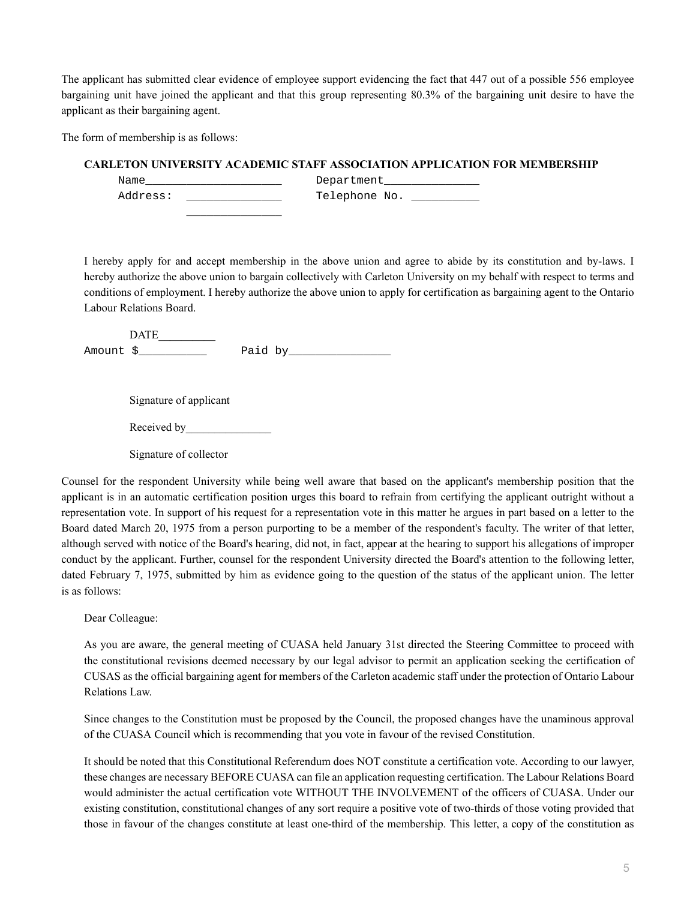The applicant has submitted clear evidence of employee support evidencing the fact that 447 out of a possible 556 employee bargaining unit have joined the applicant and that this group representing 80.3% of the bargaining unit desire to have the applicant as their bargaining agent.

The form of membership is as follows:

> **CARLETON UNIVERSITY ACADEMIC STAFF ASSOCIATION APPLICATION FOR MEMBERSHIP**
>
> Name____________________ Department______________
>
> Address: ______________ Telephone No. __________
>
> ______________
>
> I hereby apply for and accept membership in the above union and agree to abide by its constitution and by-laws. I hereby authorize the above union to bargain collectively with Carleton University on my behalf with respect to terms and conditions of employment. I hereby authorize the above union to apply for certification as bargaining agent to the Ontario Labour Relations Board.
>
> DATE__________
>
> Amount $__________ Paid by_______________
>
> Signature of applicant
>
> Received by_______________
>
> Signature of collector

Counsel for the respondent University while being well aware that based on the applicant's membership position that the applicant is in an automatic certification position urges this board to refrain from certifying the applicant outright without a representation vote. In support of his request for a representation vote in this matter he argues in part based on a letter to the Board dated March 20, 1975 from a person purporting to be a member of the respondent's faculty. The writer of that letter, although served with notice of the Board's hearing, did not, in fact, appear at the hearing to support his allegations of improper conduct by the applicant. Further, counsel for the respondent University directed the Board's attention to the following letter, dated February 7, 1975, submitted by him as evidence going to the question of the status of the applicant union. The letter is as follows:

> Dear Colleague:
>
> As you are aware, the general meeting of CUASA held January 31st directed the Steering Committee to proceed with the constitutional revisions deemed necessary by our legal advisor to permit an application seeking the certification of CUSAS as the official bargaining agent for members of the Carleton academic staff under the protection of Ontario Labour Relations Law.
>
> Since changes to the Constitution must be proposed by the Council, the proposed changes have the unaminous approval of the CUASA Council which is recommending that you vote in favour of the revised Constitution.
>
> It should be noted that this Constitutional Referendum does NOT constitute a certification vote. According to our lawyer, these changes are necessary BEFORE CUASA can file an application requesting certification. The Labour Relations Board would administer the actual certification vote WITHOUT THE INVOLVEMENT of the officers of CUASA. Under our existing constitution, constitutional changes of any sort require a positive vote of two-thirds of those voting provided that those in favour of the changes constitute at least one-third of the membership. This letter, a copy of the constitution as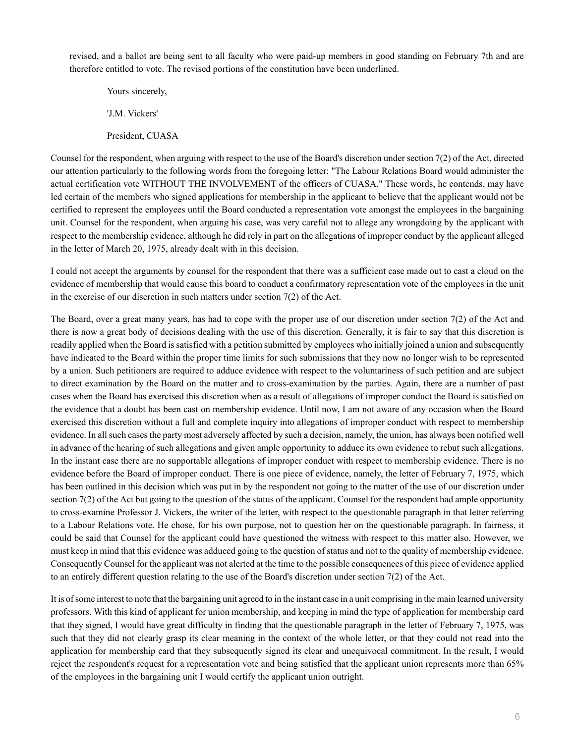revised, and a ballot are being sent to all faculty who were paid-up members in good standing on February 7th and are therefore entitled to vote. The revised portions of the constitution have been underlined.

Yours sincerely,

'J.M. Vickers'

President, CUASA

Counsel for the respondent, when arguing with respect to the use of the Board's discretion under section 7(2) of the Act, directed our attention particularly to the following words from the foregoing letter: "The Labour Relations Board would administer the actual certification vote WITHOUT THE INVOLVEMENT of the officers of CUASA." These words, he contends, may have led certain of the members who signed applications for membership in the applicant to believe that the applicant would not be certified to represent the employees until the Board conducted a representation vote amongst the employees in the bargaining unit. Counsel for the respondent, when arguing his case, was very careful not to allege any wrongdoing by the applicant with respect to the membership evidence, although he did rely in part on the allegations of improper conduct by the applicant alleged in the letter of March 20, 1975, already dealt with in this decision.

I could not accept the arguments by counsel for the respondent that there was a sufficient case made out to cast a cloud on the evidence of membership that would cause this board to conduct a confirmatory representation vote of the employees in the unit in the exercise of our discretion in such matters under section 7(2) of the Act.

The Board, over a great many years, has had to cope with the proper use of our discretion under section 7(2) of the Act and there is now a great body of decisions dealing with the use of this discretion. Generally, it is fair to say that this discretion is readily applied when the Board is satisfied with a petition submitted by employees who initially joined a union and subsequently have indicated to the Board within the proper time limits for such submissions that they now no longer wish to be represented by a union. Such petitioners are required to adduce evidence with respect to the voluntariness of such petition and are subject to direct examination by the Board on the matter and to cross-examination by the parties. Again, there are a number of past cases when the Board has exercised this discretion when as a result of allegations of improper conduct the Board is satisfied on the evidence that a doubt has been cast on membership evidence. Until now, I am not aware of any occasion when the Board exercised this discretion without a full and complete inquiry into allegations of improper conduct with respect to membership evidence. In all such cases the party most adversely affected by such a decision, namely, the union, has always been notified well in advance of the hearing of such allegations and given ample opportunity to adduce its own evidence to rebut such allegations. In the instant case there are no supportable allegations of improper conduct with respect to membership evidence. There is no evidence before the Board of improper conduct. There is one piece of evidence, namely, the letter of February 7, 1975, which has been outlined in this decision which was put in by the respondent not going to the matter of the use of our discretion under section 7(2) of the Act but going to the question of the status of the applicant. Counsel for the respondent had ample opportunity to cross-examine Professor J. Vickers, the writer of the letter, with respect to the questionable paragraph in that letter referring to a Labour Relations vote. He chose, for his own purpose, not to question her on the questionable paragraph. In fairness, it could be said that Counsel for the applicant could have questioned the witness with respect to this matter also. However, we must keep in mind that this evidence was adduced going to the question of status and not to the quality of membership evidence. Consequently Counsel for the applicant was not alerted at the time to the possible consequences of this piece of evidence applied to an entirely different question relating to the use of the Board's discretion under section 7(2) of the Act.

It is of some interest to note that the bargaining unit agreed to in the instant case in a unit comprising in the main learned university professors. With this kind of applicant for union membership, and keeping in mind the type of application for membership card that they signed, I would have great difficulty in finding that the questionable paragraph in the letter of February 7, 1975, was such that they did not clearly grasp its clear meaning in the context of the whole letter, or that they could not read into the application for membership card that they subsequently signed its clear and unequivocal commitment. In the result, I would reject the respondent's request for a representation vote and being satisfied that the applicant union represents more than 65% of the employees in the bargaining unit I would certify the applicant union outright.